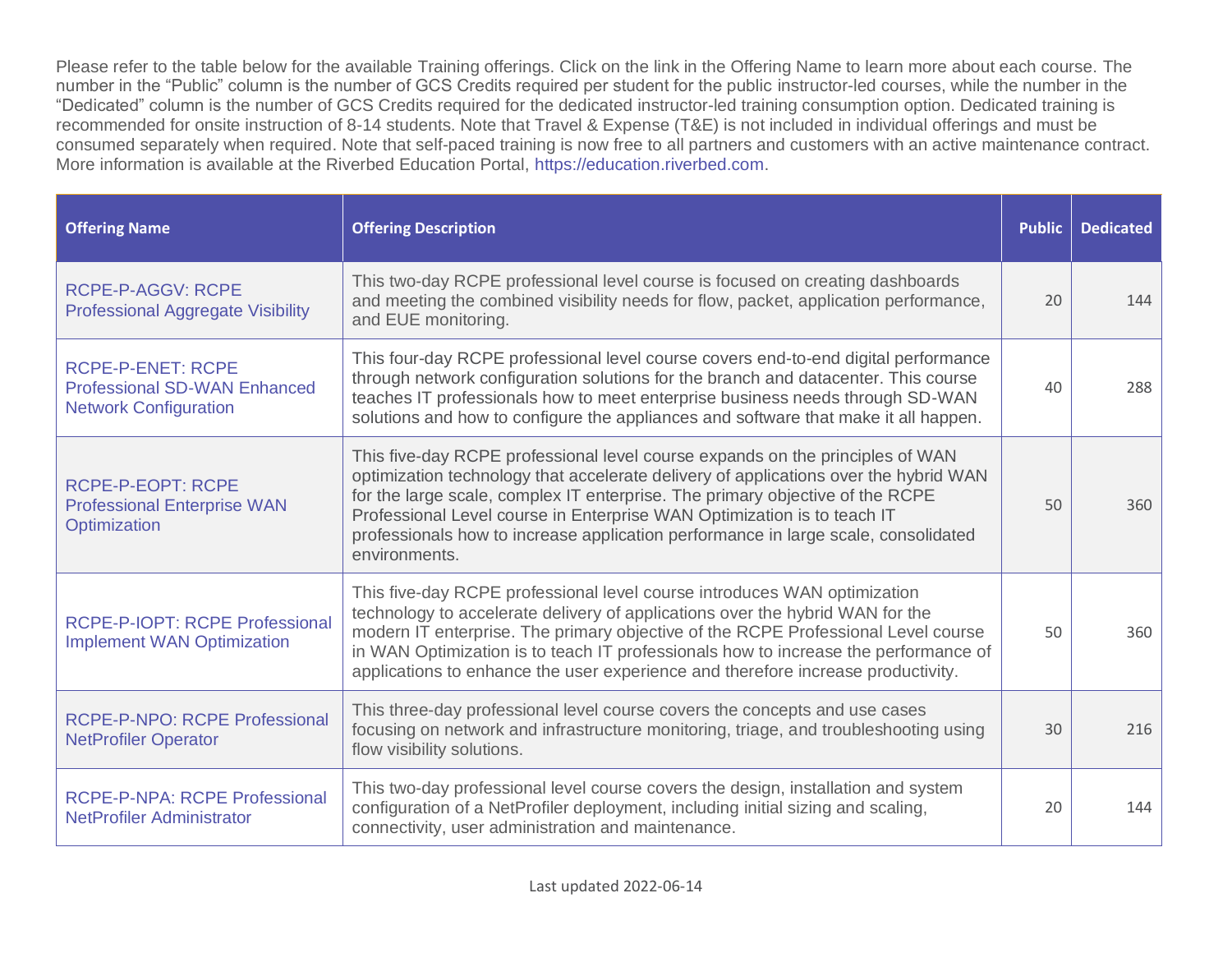Please refer to the table below for the available Training offerings. Click on the link in the Offering Name to learn more about each course. The number in the "Public" column is the number of GCS Credits required per student for the public instructor-led courses, while the number in the "Dedicated" column is the number of GCS Credits required for the dedicated instructor-led training consumption option. Dedicated training is recommended for onsite instruction of 8-14 students. Note that Travel & Expense (T&E) is not included in individual offerings and must be consumed separately when required. Note that self-paced training is now free to all partners and customers with an active maintenance contract. More information is available at the Riverbed Education Portal, https://education.riverbed.com.

| Offering Name | Offering Description | Public | Dedicated |
|---|---|---|---|
| RCPE-P-AGGV: RCPE Professional Aggregate Visibility | This two-day RCPE professional level course is focused on creating dashboards and meeting the combined visibility needs for flow, packet, application performance, and EUE monitoring. | 20 | 144 |
| RCPE-P-ENET: RCPE Professional SD-WAN Enhanced Network Configuration | This four-day RCPE professional level course covers end-to-end digital performance through network configuration solutions for the branch and datacenter. This course teaches IT professionals how to meet enterprise business needs through SD-WAN solutions and how to configure the appliances and software that make it all happen. | 40 | 288 |
| RCPE-P-EOPT: RCPE Professional Enterprise WAN Optimization | This five-day RCPE professional level course expands on the principles of WAN optimization technology that accelerate delivery of applications over the hybrid WAN for the large scale, complex IT enterprise. The primary objective of the RCPE Professional Level course in Enterprise WAN Optimization is to teach IT professionals how to increase application performance in large scale, consolidated environments. | 50 | 360 |
| RCPE-P-IOPT: RCPE Professional Implement WAN Optimization | This five-day RCPE professional level course introduces WAN optimization technology to accelerate delivery of applications over the hybrid WAN for the modern IT enterprise. The primary objective of the RCPE Professional Level course in WAN Optimization is to teach IT professionals how to increase the performance of applications to enhance the user experience and therefore increase productivity. | 50 | 360 |
| RCPE-P-NPO: RCPE Professional NetProfiler Operator | This three-day professional level course covers the concepts and use cases focusing on network and infrastructure monitoring, triage, and troubleshooting using flow visibility solutions. | 30 | 216 |
| RCPE-P-NPA: RCPE Professional NetProfiler Administrator | This two-day professional level course covers the design, installation and system configuration of a NetProfiler deployment, including initial sizing and scaling, connectivity, user administration and maintenance. | 20 | 144 |

Last updated 2022-06-14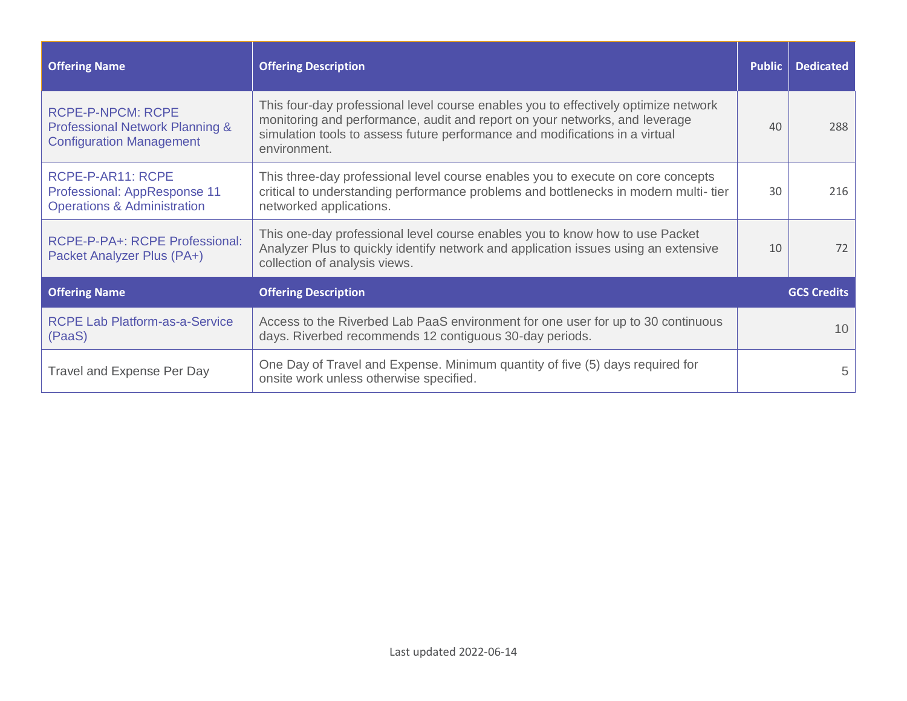| Offering Name | Offering Description | Public | Dedicated |
|---|---|---|---|
| RCPE-P-NPCM: RCPE Professional Network Planning & Configuration Management | This four-day professional level course enables you to effectively optimize network monitoring and performance, audit and report on your networks, and leverage simulation tools to assess future performance and modifications in a virtual environment. | 40 | 288 |
| RCPE-P-AR11: RCPE Professional: AppResponse 11 Operations & Administration | This three-day professional level course enables you to execute on core concepts critical to understanding performance problems and bottlenecks in modern multi- tier networked applications. | 30 | 216 |
| RCPE-P-PA+: RCPE Professional: Packet Analyzer Plus (PA+) | This one-day professional level course enables you to know how to use Packet Analyzer Plus to quickly identify network and application issues using an extensive collection of analysis views. | 10 | 72 |

| Offering Name | Offering Description | GCS Credits |
|---|---|---|
| RCPE Lab Platform-as-a-Service (PaaS) | Access to the Riverbed Lab PaaS environment for one user for up to 30 continuous days. Riverbed recommends 12 contiguous 30-day periods. | 10 |
| Travel and Expense Per Day | One Day of Travel and Expense. Minimum quantity of five (5) days required for onsite work unless otherwise specified. | 5 |

Last updated 2022-06-14